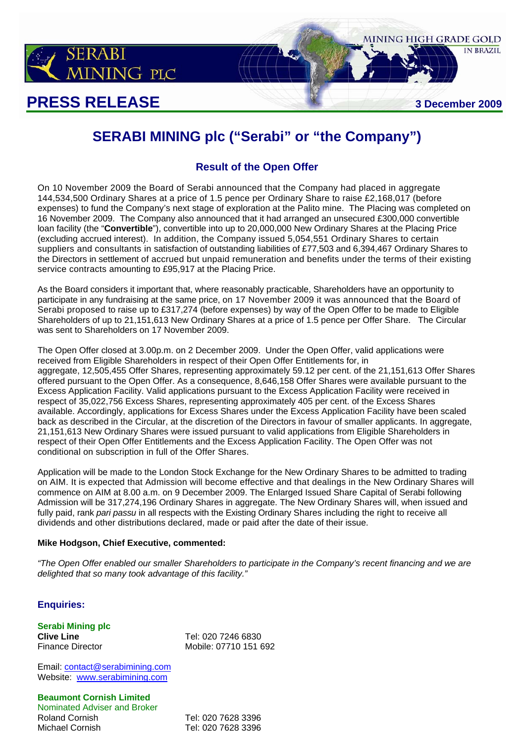SERABI MINING PLC

MINING HIGH GRADE GOLD IN BRAZIL

**PRESS RELEASE** **3 December 2009**

# SERABI MINING plc ("Serabi" or "the Company")

## Result of the Open Offer

On 10 November 2009 the Board of Serabi announced that the Company had placed in aggregate 144,534,500 Ordinary Shares at a price of 1.5 pence per Ordinary Share to raise £2,168,017 (before expenses) to fund the Company's next stage of exploration at the Palito mine. The Placing was completed on 16 November 2009. The Company also announced that it had arranged an unsecured £300,000 convertible loan facility (the "**Convertible**"), convertible into up to 20,000,000 New Ordinary Shares at the Placing Price (excluding accrued interest). In addition, the Company issued 5,054,551 Ordinary Shares to certain suppliers and consultants in satisfaction of outstanding liabilities of £77,503 and 6,394,467 Ordinary Shares to the Directors in settlement of accrued but unpaid remuneration and benefits under the terms of their existing service contracts amounting to £95,917 at the Placing Price.

As the Board considers it important that, where reasonably practicable, Shareholders have an opportunity to participate in any fundraising at the same price, on 17 November 2009 it was announced that the Board of Serabi proposed to raise up to £317,274 (before expenses) by way of the Open Offer to be made to Eligible Shareholders of up to 21,151,613 New Ordinary Shares at a price of 1.5 pence per Offer Share. The Circular was sent to Shareholders on 17 November 2009.

The Open Offer closed at 3.00p.m. on 2 December 2009. Under the Open Offer, valid applications were received from Eligible Shareholders in respect of their Open Offer Entitlements for, in aggregate, 12,505,455 Offer Shares, representing approximately 59.12 per cent. of the 21,151,613 Offer Shares offered pursuant to the Open Offer. As a consequence, 8,646,158 Offer Shares were available pursuant to the Excess Application Facility. Valid applications pursuant to the Excess Application Facility were received in respect of 35,022,756 Excess Shares, representing approximately 405 per cent. of the Excess Shares available. Accordingly, applications for Excess Shares under the Excess Application Facility have been scaled back as described in the Circular, at the discretion of the Directors in favour of smaller applicants. In aggregate, 21,151,613 New Ordinary Shares were issued pursuant to valid applications from Eligible Shareholders in respect of their Open Offer Entitlements and the Excess Application Facility. The Open Offer was not conditional on subscription in full of the Offer Shares.

Application will be made to the London Stock Exchange for the New Ordinary Shares to be admitted to trading on AIM. It is expected that Admission will become effective and that dealings in the New Ordinary Shares will commence on AIM at 8.00 a.m. on 9 December 2009. The Enlarged Issued Share Capital of Serabi following Admission will be 317,274,196 Ordinary Shares in aggregate. The New Ordinary Shares will, when issued and fully paid, rank *pari passu* in all respects with the Existing Ordinary Shares including the right to receive all dividends and other distributions declared, made or paid after the date of their issue.

**Mike Hodgson, Chief Executive, commented:**

*"The Open Offer enabled our smaller Shareholders to participate in the Company's recent financing and we are delighted that so many took advantage of this facility."*

### Enquiries:

**Serabi Mining plc**
**Clive Line** Tel: 020 7246 6830
Finance Director Mobile: 07710 151 692

Email: contact@serabimining.com
Website: www.serabimining.com

**Beaumont Cornish Limited**
Nominated Adviser and Broker
Roland Cornish Tel: 020 7628 3396
Michael Cornish Tel: 020 7628 3396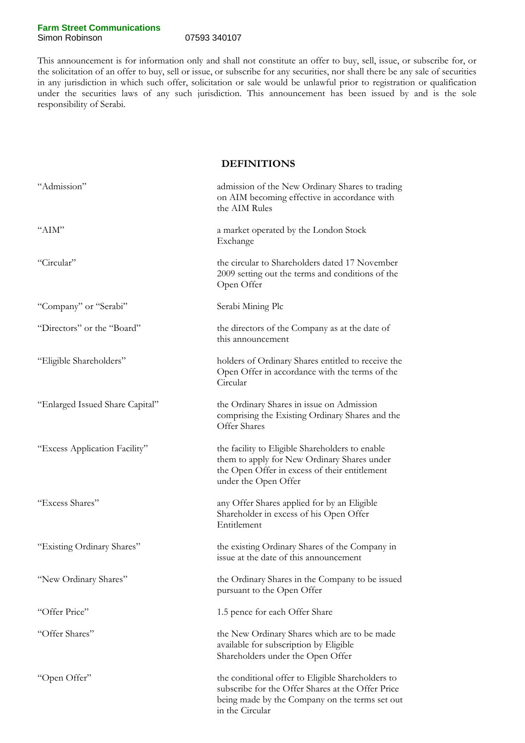**Farm Street Communications**
Simon Robinson 07593 340107

This announcement is for information only and shall not constitute an offer to buy, sell, issue, or subscribe for, or the solicitation of an offer to buy, sell or issue, or subscribe for any securities, nor shall there be any sale of securities in any jurisdiction in which such offer, solicitation or sale would be unlawful prior to registration or qualification under the securities laws of any such jurisdiction. This announcement has been issued by and is the sole responsibility of Serabi.

## DEFINITIONS

| | |
|---|---|
| "Admission" | admission of the New Ordinary Shares to trading on AIM becoming effective in accordance with the AIM Rules |
| "AIM" | a market operated by the London Stock Exchange |
| "Circular" | the circular to Shareholders dated 17 November 2009 setting out the terms and conditions of the Open Offer |
| "Company" or "Serabi" | Serabi Mining Plc |
| "Directors" or the "Board" | the directors of the Company as at the date of this announcement |
| "Eligible Shareholders" | holders of Ordinary Shares entitled to receive the Open Offer in accordance with the terms of the Circular |
| "Enlarged Issued Share Capital" | the Ordinary Shares in issue on Admission comprising the Existing Ordinary Shares and the Offer Shares |
| "Excess Application Facility" | the facility to Eligible Shareholders to enable them to apply for New Ordinary Shares under the Open Offer in excess of their entitlement under the Open Offer |
| "Excess Shares" | any Offer Shares applied for by an Eligible Shareholder in excess of his Open Offer Entitlement |
| "Existing Ordinary Shares" | the existing Ordinary Shares of the Company in issue at the date of this announcement |
| "New Ordinary Shares" | the Ordinary Shares in the Company to be issued pursuant to the Open Offer |
| "Offer Price" | 1.5 pence for each Offer Share |
| "Offer Shares" | the New Ordinary Shares which are to be made available for subscription by Eligible Shareholders under the Open Offer |
| "Open Offer" | the conditional offer to Eligible Shareholders to subscribe for the Offer Shares at the Offer Price being made by the Company on the terms set out in the Circular |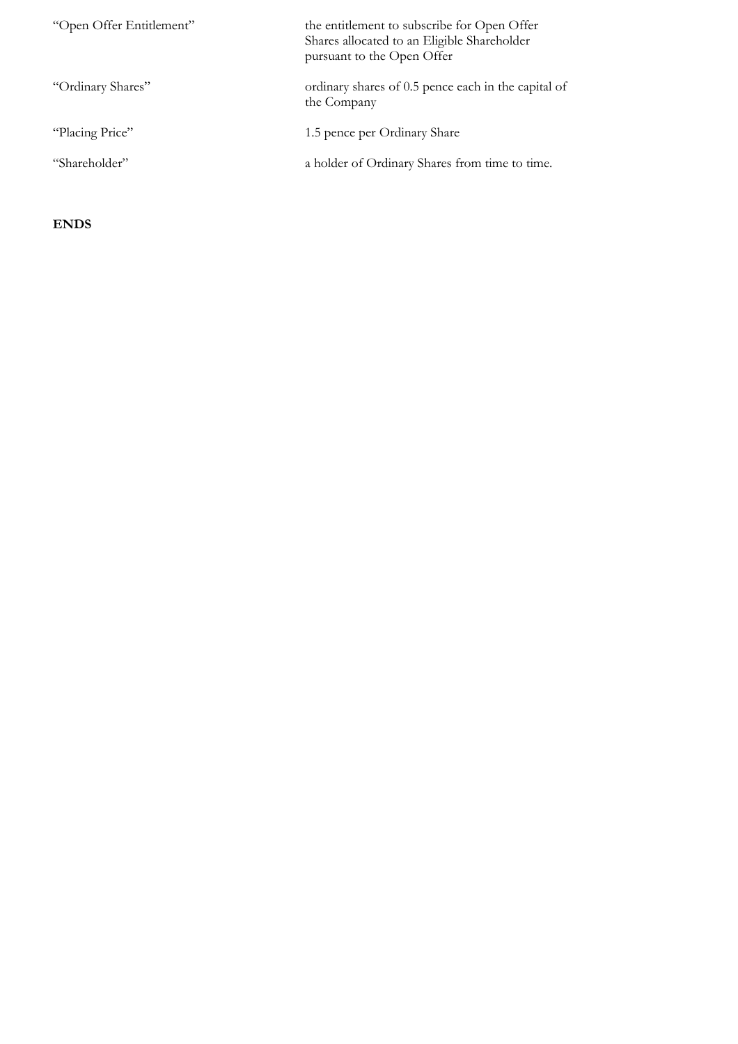| | |
|---|---|
| "Open Offer Entitlement" | the entitlement to subscribe for Open Offer Shares allocated to an Eligible Shareholder pursuant to the Open Offer |
| "Ordinary Shares" | ordinary shares of 0.5 pence each in the capital of the Company |
| "Placing Price" | 1.5 pence per Ordinary Share |
| "Shareholder" | a holder of Ordinary Shares from time to time. |

**ENDS**